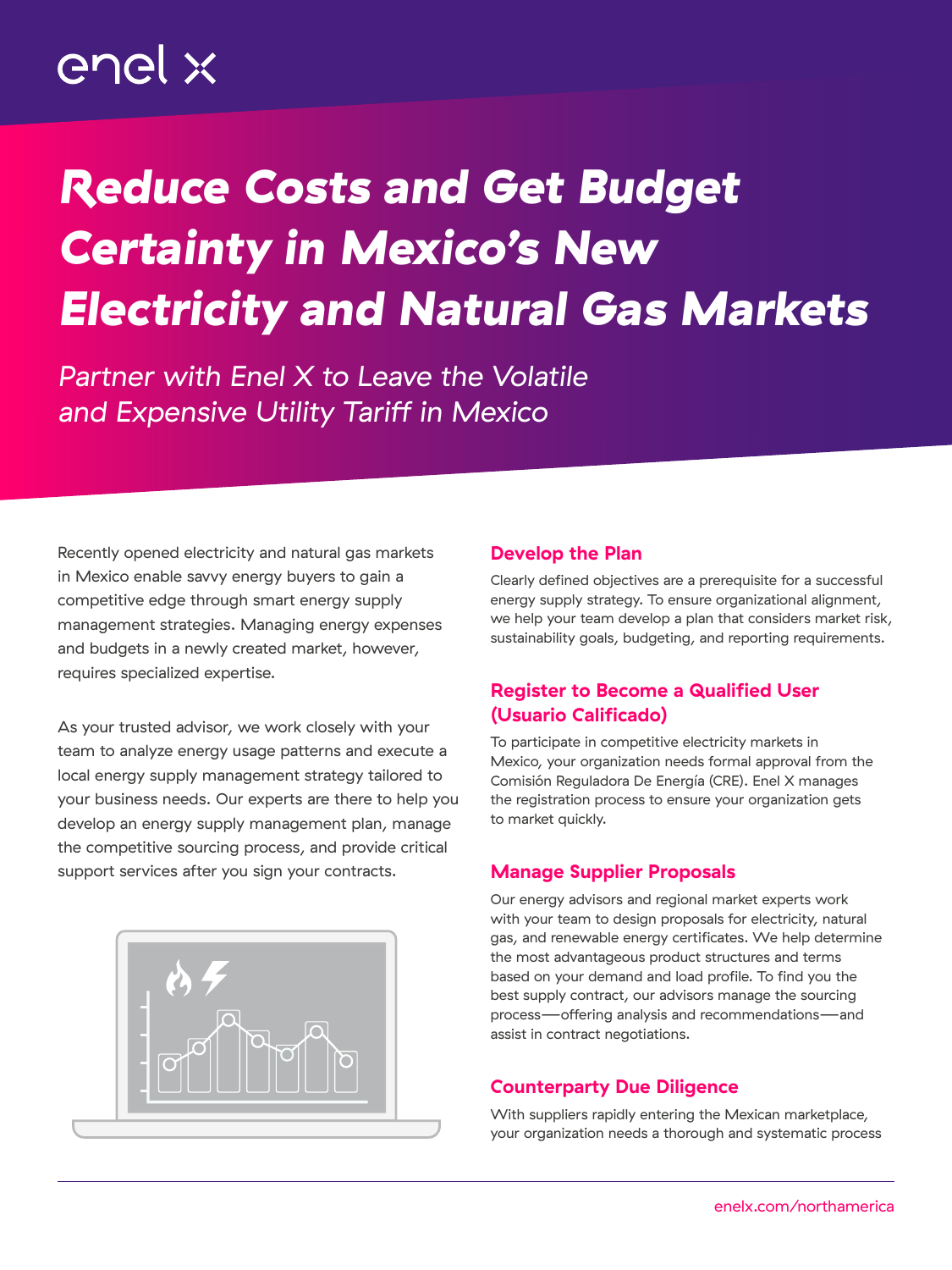enel x

# Reduce Costs and Get Budget Certainty in Mexico's New Electricity and Natural Gas Markets

*Partner with Enel X to Leave the Volatile and Expensive Utility Tariff in Mexico*

Recently opened electricity and natural gas markets in Mexico enable savvy energy buyers to gain a competitive edge through smart energy supply management strategies. Managing energy expenses and budgets in a newly created market, however, requires specialized expertise.

As your trusted advisor, we work closely with your team to analyze energy usage patterns and execute a local energy supply management strategy tailored to your business needs. Our experts are there to help you develop an energy supply management plan, manage the competitive sourcing process, and provide critical support services after you sign your contracts.

## Develop the Plan

Clearly defined objectives are a prerequisite for a successful energy supply strategy. To ensure organizational alignment, we help your team develop a plan that considers market risk, sustainability goals, budgeting, and reporting requirements.

## Register to Become a Qualified User (Usuario Calificado)

To participate in competitive electricity markets in Mexico, your organization needs formal approval from the Comisión Reguladora De Energía (CRE). Enel X manages the registration process to ensure your organization gets to market quickly.

## Manage Supplier Proposals

Our energy advisors and regional market experts work with your team to design proposals for electricity, natural gas, and renewable energy certificates. We help determine the most advantageous product structures and terms based on your demand and load profile. To find you the best supply contract, our advisors manage the sourcing process—offering analysis and recommendations—and assist in contract negotiations.

## Counterparty Due Diligence

With suppliers rapidly entering the Mexican marketplace, your organization needs a thorough and systematic process

enelx.com/northamerica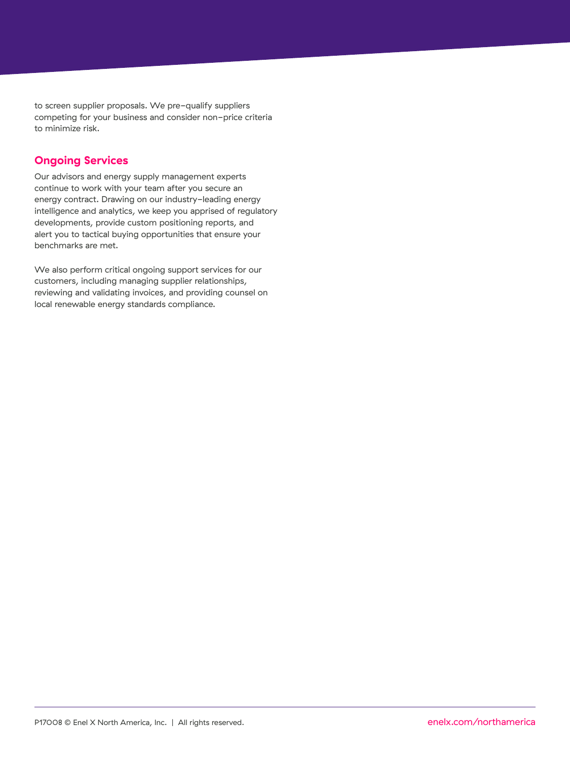to screen supplier proposals. We pre-qualify suppliers competing for your business and consider non-price criteria to minimize risk.

## Ongoing Services

Our advisors and energy supply management experts continue to work with your team after you secure an energy contract. Drawing on our industry-leading energy intelligence and analytics, we keep you apprised of regulatory developments, provide custom positioning reports, and alert you to tactical buying opportunities that ensure your benchmarks are met.

We also perform critical ongoing support services for our customers, including managing supplier relationships, reviewing and validating invoices, and providing counsel on local renewable energy standards compliance.

P17008 © Enel X North America, Inc. | All rights reserved.

enelx.com/northamerica